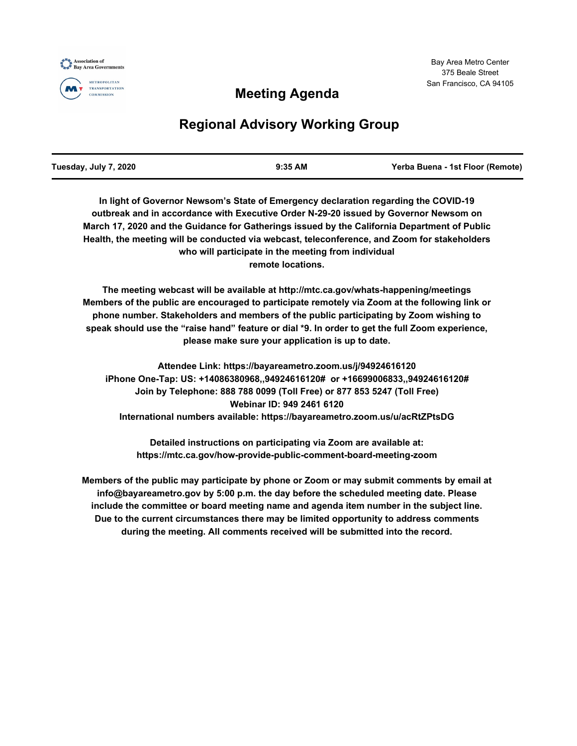Association of Bay Area Governments

Metropolitan Transportation Commission

Bay Area Metro Center
375 Beale Street
San Francisco, CA 94105

# Meeting Agenda

## Regional Advisory Working Group

| Tuesday, July 7, 2020 | 9:35 AM | Yerba Buena - 1st Floor (Remote) |
|---|---|---|

**In light of Governor Newsom's State of Emergency declaration regarding the COVID-19 outbreak and in accordance with Executive Order N-29-20 issued by Governor Newsom on March 17, 2020 and the Guidance for Gatherings issued by the California Department of Public Health, the meeting will be conducted via webcast, teleconference, and Zoom for stakeholders who will participate in the meeting from individual remote locations.**

**The meeting webcast will be available at http://mtc.ca.gov/whats-happening/meetings Members of the public are encouraged to participate remotely via Zoom at the following link or phone number. Stakeholders and members of the public participating by Zoom wishing to speak should use the "raise hand" feature or dial *9. In order to get the full Zoom experience, please make sure your application is up to date.**

**Attendee Link: https://bayareametro.zoom.us/j/94924616120**
**iPhone One-Tap: US: +14086380968,,94924616120# or +16699006833,,94924616120#**
**Join by Telephone: 888 788 0099 (Toll Free) or 877 853 5247 (Toll Free)**
**Webinar ID: 949 2461 6120**
**International numbers available: https://bayareametro.zoom.us/u/acRtZPtsDG**

**Detailed instructions on participating via Zoom are available at: https://mtc.ca.gov/how-provide-public-comment-board-meeting-zoom**

**Members of the public may participate by phone or Zoom or may submit comments by email at info@bayareametro.gov by 5:00 p.m. the day before the scheduled meeting date. Please include the committee or board meeting name and agenda item number in the subject line. Due to the current circumstances there may be limited opportunity to address comments during the meeting. All comments received will be submitted into the record.**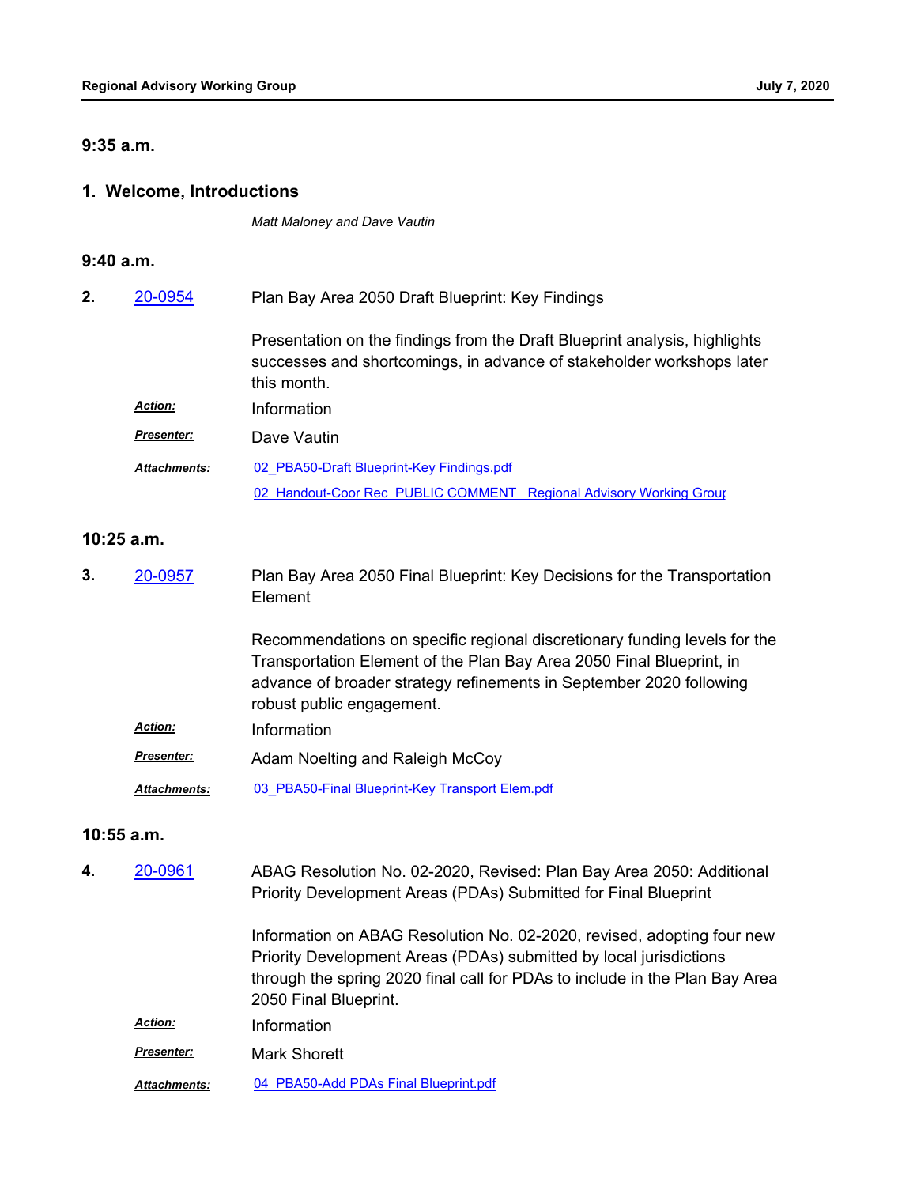### 9:35 a.m.

## 1. Welcome, Introductions

*Matt Maloney and Dave Vautin*

### 9:40 a.m.

**2.** 20-0954 Plan Bay Area 2050 Draft Blueprint: Key Findings

Presentation on the findings from the Draft Blueprint analysis, highlights successes and shortcomings, in advance of stakeholder workshops later this month.

***Action:*** Information

***Presenter:*** Dave Vautin

***Attachments:*** 02_PBA50-Draft Blueprint-Key Findings.pdf
02_Handout-Coor Rec_PUBLIC COMMENT_ Regional Advisory Working Group

### 10:25 a.m.

**3.** 20-0957 Plan Bay Area 2050 Final Blueprint: Key Decisions for the Transportation Element

Recommendations on specific regional discretionary funding levels for the Transportation Element of the Plan Bay Area 2050 Final Blueprint, in advance of broader strategy refinements in September 2020 following robust public engagement.

***Action:*** Information

***Presenter:*** Adam Noelting and Raleigh McCoy

***Attachments:*** 03_PBA50-Final Blueprint-Key Transport Elem.pdf

### 10:55 a.m.

**4.** 20-0961 ABAG Resolution No. 02-2020, Revised: Plan Bay Area 2050: Additional Priority Development Areas (PDAs) Submitted for Final Blueprint

Information on ABAG Resolution No. 02-2020, revised, adopting four new Priority Development Areas (PDAs) submitted by local jurisdictions through the spring 2020 final call for PDAs to include in the Plan Bay Area 2050 Final Blueprint.

***Action:*** Information

***Presenter:*** Mark Shorett

***Attachments:*** 04_PBA50-Add PDAs Final Blueprint.pdf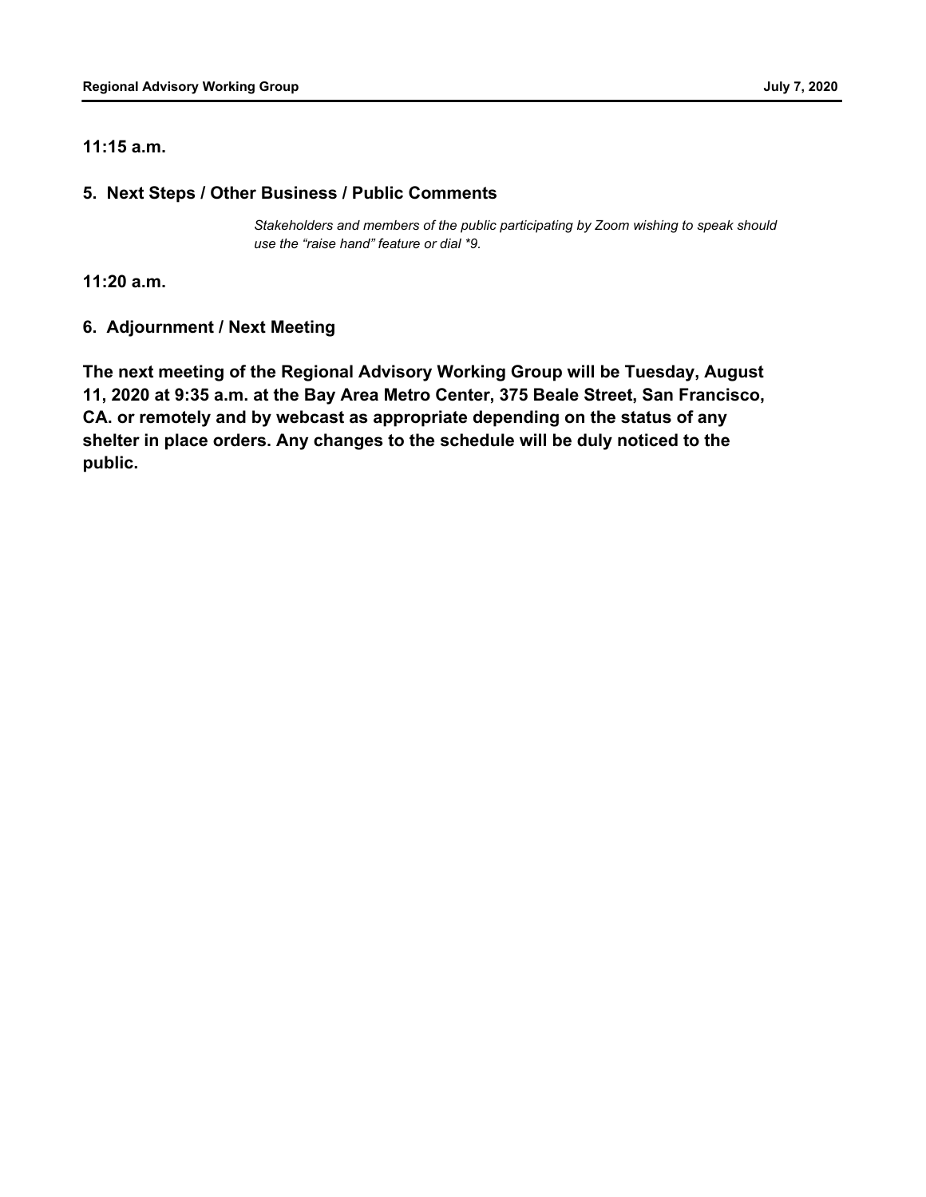**11:15 a.m.**

## 5. Next Steps / Other Business / Public Comments

*Stakeholders and members of the public participating by Zoom wishing to speak should use the “raise hand” feature or dial *9.*

**11:20 a.m.**

## 6. Adjournment / Next Meeting

**The next meeting of the Regional Advisory Working Group will be Tuesday, August 11, 2020 at 9:35 a.m. at the Bay Area Metro Center, 375 Beale Street, San Francisco, CA. or remotely and by webcast as appropriate depending on the status of any shelter in place orders. Any changes to the schedule will be duly noticed to the public.**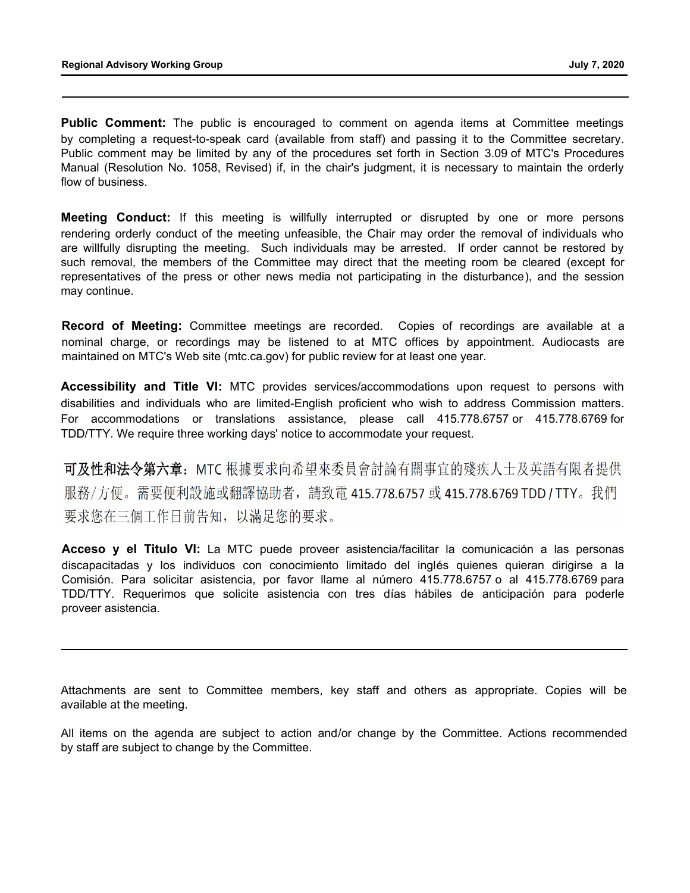---

**Public Comment:** The public is encouraged to comment on agenda items at Committee meetings by completing a request-to-speak card (available from staff) and passing it to the Committee secretary. Public comment may be limited by any of the procedures set forth in Section 3.09 of MTC's Procedures Manual (Resolution No. 1058, Revised) if, in the chair's judgment, it is necessary to maintain the orderly flow of business.

**Meeting Conduct:** If this meeting is willfully interrupted or disrupted by one or more persons rendering orderly conduct of the meeting unfeasible, the Chair may order the removal of individuals who are willfully disrupting the meeting. Such individuals may be arrested. If order cannot be restored by such removal, the members of the Committee may direct that the meeting room be cleared (except for representatives of the press or other news media not participating in the disturbance), and the session may continue.

**Record of Meeting:** Committee meetings are recorded. Copies of recordings are available at a nominal charge, or recordings may be listened to at MTC offices by appointment. Audiocasts are maintained on MTC's Web site (mtc.ca.gov) for public review for at least one year.

**Accessibility and Title VI:** MTC provides services/accommodations upon request to persons with disabilities and individuals who are limited-English proficient who wish to address Commission matters. For accommodations or translations assistance, please call 415.778.6757 or 415.778.6769 for TDD/TTY. We require three working days' notice to accommodate your request.

**可及性和法令第六章**：MTC 根據要求向希望來委員會討論有關事宜的殘疾人士及英語有限者提供服務/方便。需要便利設施或翻譯協助者，請致電 415.778.6757 或 415.778.6769 TDD / TTY。我們要求您在三個工作日前告知，以滿足您的要求。

**Acceso y el Titulo VI:** La MTC puede proveer asistencia/facilitar la comunicación a las personas discapacitadas y los individuos con conocimiento limitado del inglés quienes quieran dirigirse a la Comisión. Para solicitar asistencia, por favor llame al número 415.778.6757 o al 415.778.6769 para TDD/TTY. Requerimos que solicite asistencia con tres días hábiles de anticipación para poderle proveer asistencia.

---

Attachments are sent to Committee members, key staff and others as appropriate. Copies will be available at the meeting.

All items on the agenda are subject to action and/or change by the Committee. Actions recommended by staff are subject to change by the Committee.